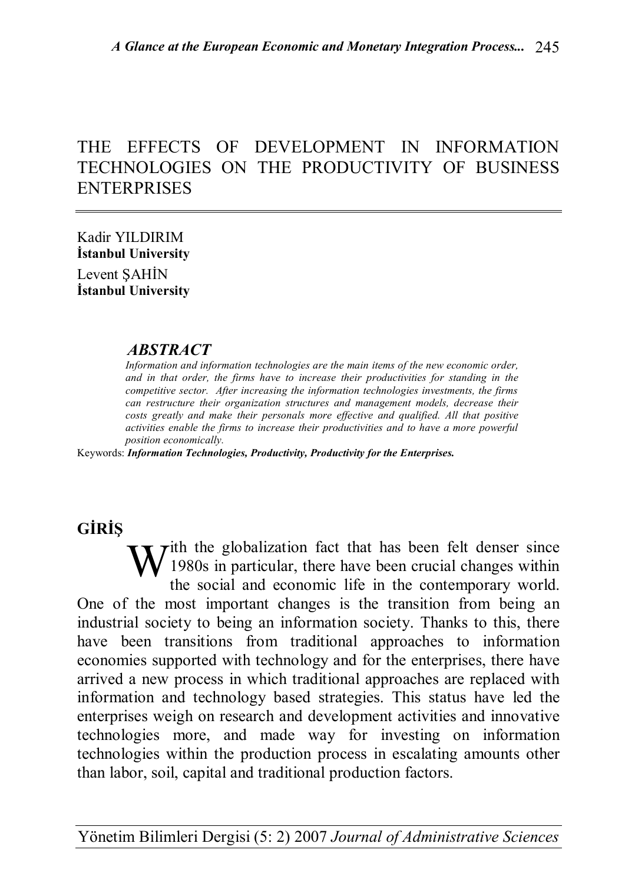# THE EFFECTS OF DEVELOPMENT IN INFORMATION TECHNOLOGIES ON THE PRODUCTIVITY OF BUSINESS ENTERPRISES

Kadir YILDIRIM
**İstanbul University**

Levent ŞAHİN
**İstanbul University**

### *ABSTRACT*

*Information and information technologies are the main items of the new economic order, and in that order, the firms have to increase their productivities for standing in the competitive sector. After increasing the information technologies investments, the firms can restructure their organization structures and management models, decrease their costs greatly and make their personals more effective and qualified. All that positive activities enable the firms to increase their productivities and to have a more powerful position economically.*

Keywords: ***Information Technologies, Productivity, Productivity for the Enterprises.***

## GİRİŞ

With the globalization fact that has been felt denser since 1980s in particular, there have been crucial changes within the social and economic life in the contemporary world. One of the most important changes is the transition from being an industrial society to being an information society. Thanks to this, there have been transitions from traditional approaches to information economies supported with technology and for the enterprises, there have arrived a new process in which traditional approaches are replaced with information and technology based strategies. This status have led the enterprises weigh on research and development activities and innovative technologies more, and made way for investing on information technologies within the production process in escalating amounts other than labor, soil, capital and traditional production factors.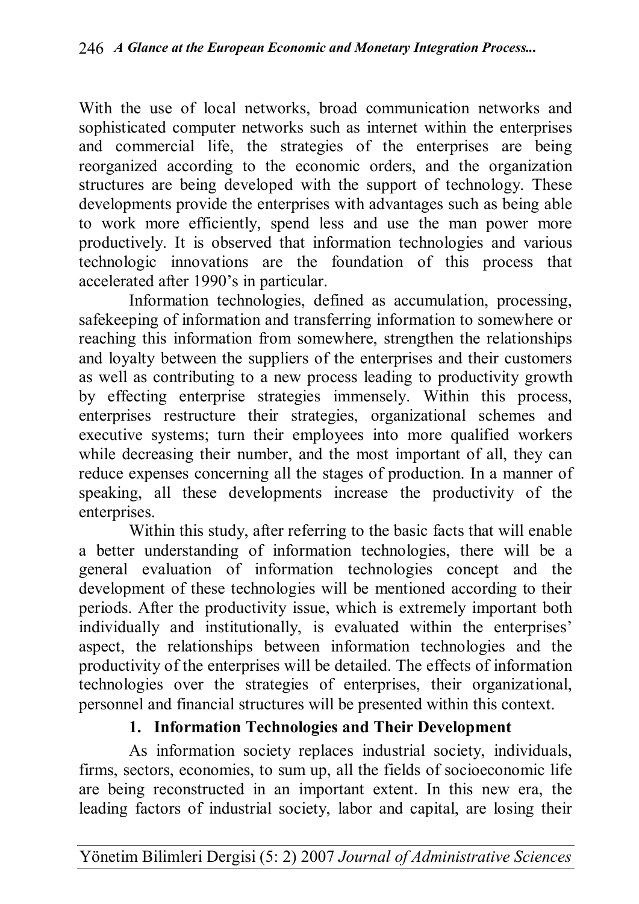With the use of local networks, broad communication networks and sophisticated computer networks such as internet within the enterprises and commercial life, the strategies of the enterprises are being reorganized according to the economic orders, and the organization structures are being developed with the support of technology. These developments provide the enterprises with advantages such as being able to work more efficiently, spend less and use the man power more productively. It is observed that information technologies and various technologic innovations are the foundation of this process that accelerated after 1990's in particular.

Information technologies, defined as accumulation, processing, safekeeping of information and transferring information to somewhere or reaching this information from somewhere, strengthen the relationships and loyalty between the suppliers of the enterprises and their customers as well as contributing to a new process leading to productivity growth by effecting enterprise strategies immensely. Within this process, enterprises restructure their strategies, organizational schemes and executive systems; turn their employees into more qualified workers while decreasing their number, and the most important of all, they can reduce expenses concerning all the stages of production. In a manner of speaking, all these developments increase the productivity of the enterprises.

Within this study, after referring to the basic facts that will enable a better understanding of information technologies, there will be a general evaluation of information technologies concept and the development of these technologies will be mentioned according to their periods. After the productivity issue, which is extremely important both individually and institutionally, is evaluated within the enterprises' aspect, the relationships between information technologies and the productivity of the enterprises will be detailed. The effects of information technologies over the strategies of enterprises, their organizational, personnel and financial structures will be presented within this context.

## 1. Information Technologies and Their Development

As information society replaces industrial society, individuals, firms, sectors, economies, to sum up, all the fields of socioeconomic life are being reconstructed in an important extent. In this new era, the leading factors of industrial society, labor and capital, are losing their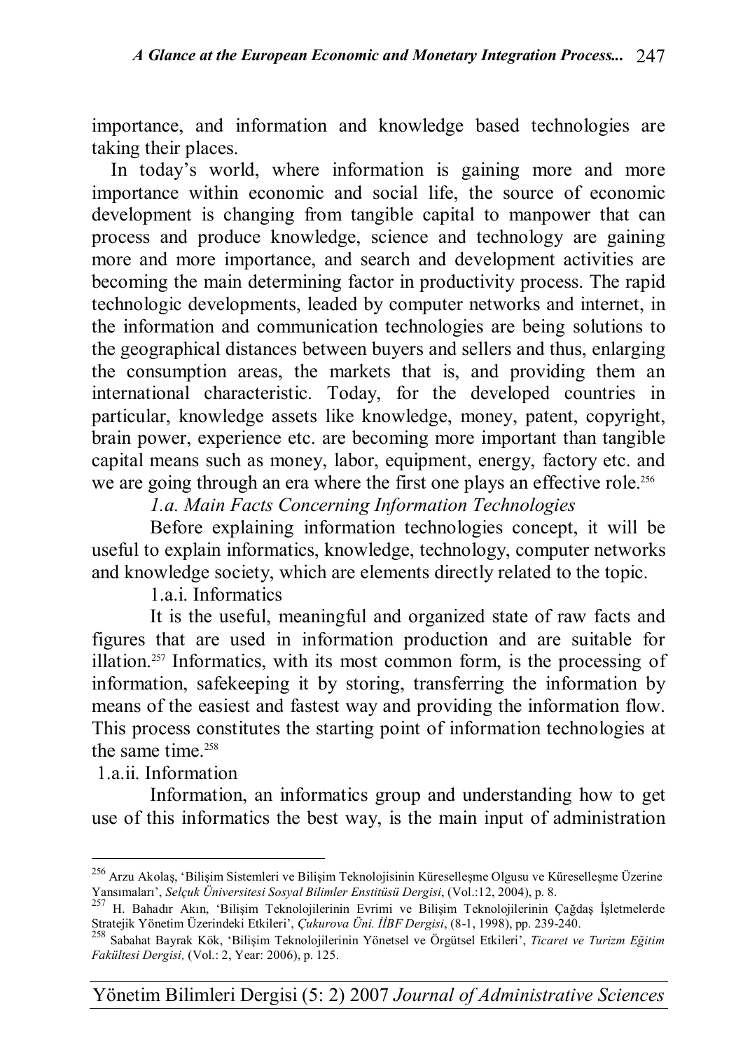importance, and information and knowledge based technologies are taking their places.

In today's world, where information is gaining more and more importance within economic and social life, the source of economic development is changing from tangible capital to manpower that can process and produce knowledge, science and technology are gaining more and more importance, and search and development activities are becoming the main determining factor in productivity process. The rapid technologic developments, leaded by computer networks and internet, in the information and communication technologies are being solutions to the geographical distances between buyers and sellers and thus, enlarging the consumption areas, the markets that is, and providing them an international characteristic. Today, for the developed countries in particular, knowledge assets like knowledge, money, patent, copyright, brain power, experience etc. are becoming more important than tangible capital means such as money, labor, equipment, energy, factory etc. and we are going through an era where the first one plays an effective role.[256]

### *1.a. Main Facts Concerning Information Technologies*

Before explaining information technologies concept, it will be useful to explain informatics, knowledge, technology, computer networks and knowledge society, which are elements directly related to the topic.

#### 1.a.i. Informatics

It is the useful, meaningful and organized state of raw facts and figures that are used in information production and are suitable for illation.[257] Informatics, with its most common form, is the processing of information, safekeeping it by storing, transferring the information by means of the easiest and fastest way and providing the information flow. This process constitutes the starting point of information technologies at the same time.[258]

#### 1.a.ii. Information

Information, an informatics group and understanding how to get use of this informatics the best way, is the main input of administration

---

[256] Arzu Akolaş, 'Bilişim Sistemleri ve Bilişim Teknolojisinin Küreselleşme Olgusu ve Küreselleşme Üzerine Yansımaları', *Selçuk Üniversitesi Sosyal Bilimler Enstitüsü Dergisi*, (Vol.:12, 2004), p. 8.

[257] H. Bahadır Akın, 'Bilişim Teknolojilerinin Evrimi ve Bilişim Teknolojilerinin Çağdaş İşletmelerde Stratejik Yönetim Üzerindeki Etkileri', *Çukurova Üni. İİBF Dergisi*, (8-1, 1998), pp. 239-240.

[258] Sabahat Bayrak Kök, 'Bilişim Teknolojilerinin Yönetsel ve Örgütsel Etkileri', *Ticaret ve Turizm Eğitim Fakültesi Dergisi,* (Vol.: 2, Year: 2006), p. 125.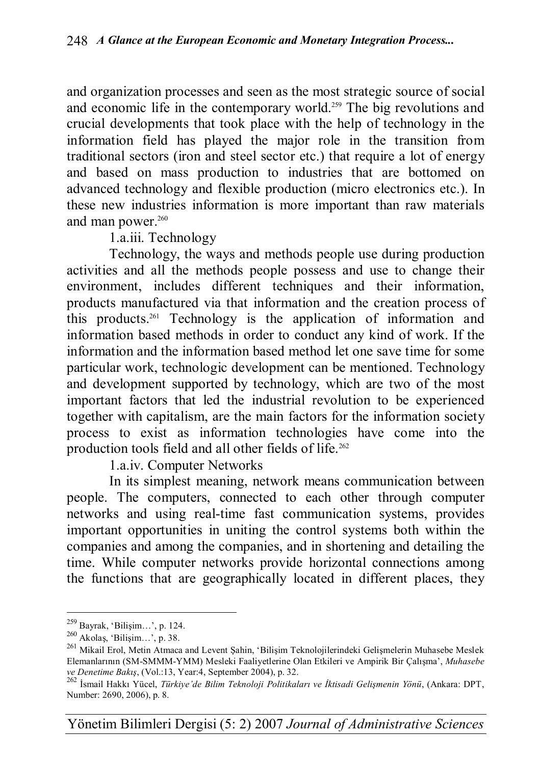and organization processes and seen as the most strategic source of social and economic life in the contemporary world.[259] The big revolutions and crucial developments that took place with the help of technology in the information field has played the major role in the transition from traditional sectors (iron and steel sector etc.) that require a lot of energy and based on mass production to industries that are bottomed on advanced technology and flexible production (micro electronics etc.). In these new industries information is more important than raw materials and man power.[260]

#### 1.a.iii. Technology

Technology, the ways and methods people use during production activities and all the methods people possess and use to change their environment, includes different techniques and their information, products manufactured via that information and the creation process of this products.[261] Technology is the application of information and information based methods in order to conduct any kind of work. If the information and the information based method let one save time for some particular work, technologic development can be mentioned. Technology and development supported by technology, which are two of the most important factors that led the industrial revolution to be experienced together with capitalism, are the main factors for the information society process to exist as information technologies have come into the production tools field and all other fields of life.[262]

#### 1.a.iv. Computer Networks

In its simplest meaning, network means communication between people. The computers, connected to each other through computer networks and using real-time fast communication systems, provides important opportunities in uniting the control systems both within the companies and among the companies, and in shortening and detailing the time. While computer networks provide horizontal connections among the functions that are geographically located in different places, they

---

[259] Bayrak, 'Bilişim…', p. 124.

[260] Akolaş, 'Bilişim…', p. 38.

[261] Mikail Erol, Metin Atmaca and Levent Şahin, 'Bilişim Teknolojilerindeki Gelişmelerin Muhasebe Meslek Elemanlarının (SM-SMMM-YMM) Mesleki Faaliyetlerine Olan Etkileri ve Ampirik Bir Çalışma', *Muhasebe ve Denetime Bakış*, (Vol.:13, Year:4, September 2004), p. 32.

[262] İsmail Hakkı Yücel, *Türkiye'de Bilim Teknoloji Politikaları ve İktisadi Gelişmenin Yönü*, (Ankara: DPT, Number: 2690, 2006), p. 8.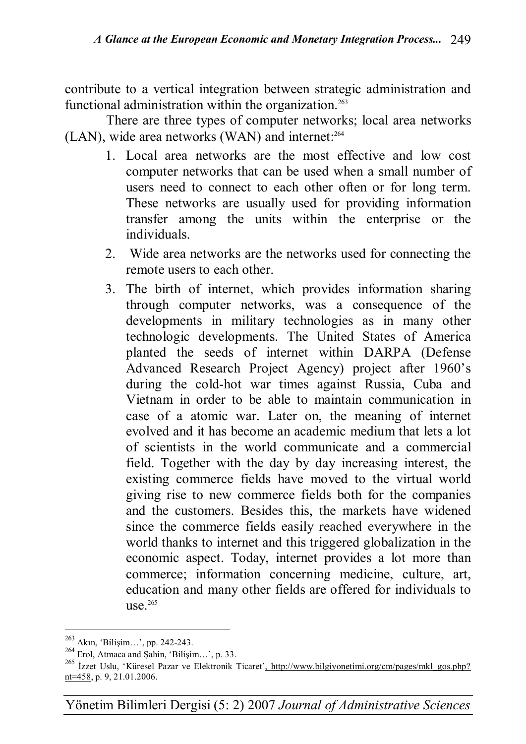contribute to a vertical integration between strategic administration and functional administration within the organization.[263]

There are three types of computer networks; local area networks (LAN), wide area networks (WAN) and internet:[264]

1. Local area networks are the most effective and low cost computer networks that can be used when a small number of users need to connect to each other often or for long term. These networks are usually used for providing information transfer among the units within the enterprise or the individuals.
2. Wide area networks are the networks used for connecting the remote users to each other.
3. The birth of internet, which provides information sharing through computer networks, was a consequence of the developments in military technologies as in many other technologic developments. The United States of America planted the seeds of internet within DARPA (Defense Advanced Research Project Agency) project after 1960's during the cold-hot war times against Russia, Cuba and Vietnam in order to be able to maintain communication in case of a atomic war. Later on, the meaning of internet evolved and it has become an academic medium that lets a lot of scientists in the world communicate and a commercial field. Together with the day by day increasing interest, the existing commerce fields have moved to the virtual world giving rise to new commerce fields both for the companies and the customers. Besides this, the markets have widened since the commerce fields easily reached everywhere in the world thanks to internet and this triggered globalization in the economic aspect. Today, internet provides a lot more than commerce; information concerning medicine, culture, art, education and many other fields are offered for individuals to use.[265]

---

[263] Akın, 'Bilişim…', pp. 242-243.

[264] Erol, Atmaca and Şahin, 'Bilişim…', p. 33.

[265] İzzet Uslu, 'Küresel Pazar ve Elektronik Ticaret', http://www.bilgiyonetimi.org/cm/pages/mkl_gos.php?nt=458, p. 9, 21.01.2006.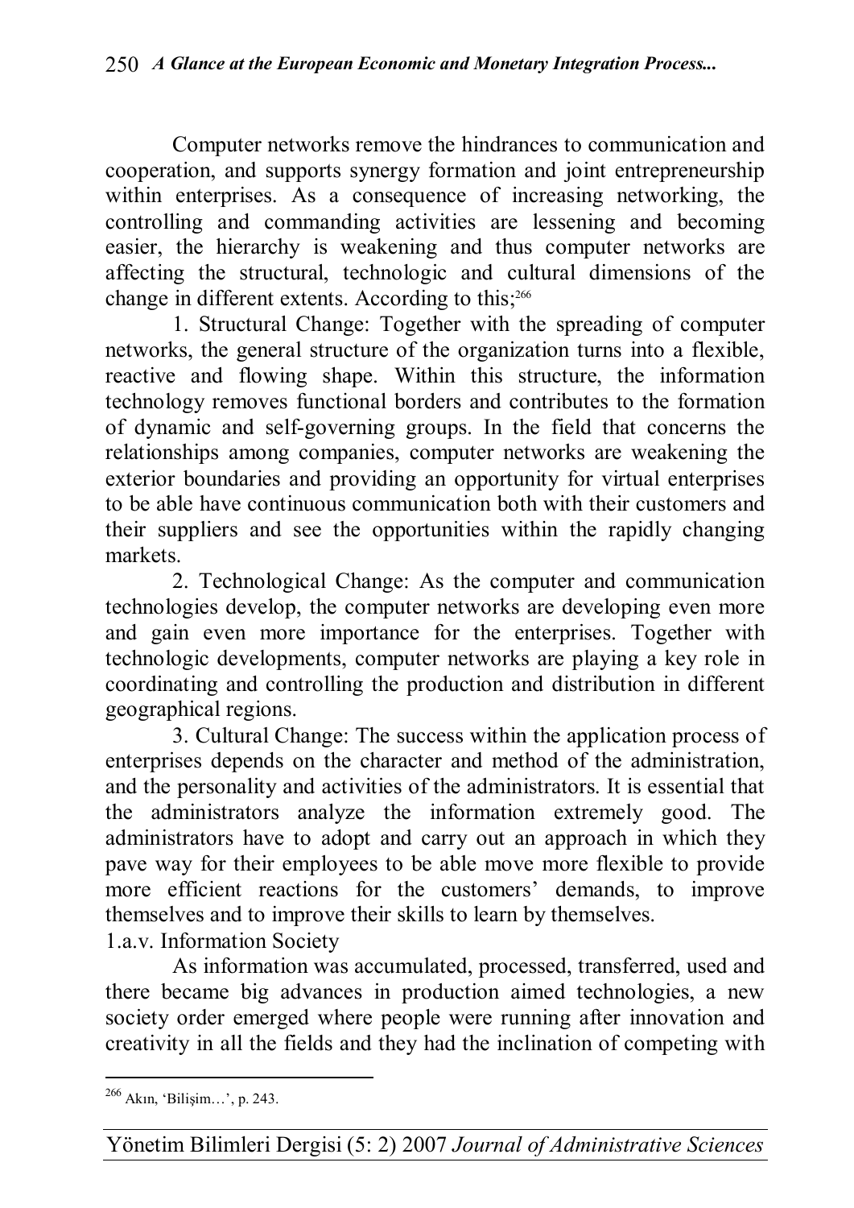Computer networks remove the hindrances to communication and cooperation, and supports synergy formation and joint entrepreneurship within enterprises. As a consequence of increasing networking, the controlling and commanding activities are lessening and becoming easier, the hierarchy is weakening and thus computer networks are affecting the structural, technologic and cultural dimensions of the change in different extents. According to this;[266]

1. Structural Change: Together with the spreading of computer networks, the general structure of the organization turns into a flexible, reactive and flowing shape. Within this structure, the information technology removes functional borders and contributes to the formation of dynamic and self-governing groups. In the field that concerns the relationships among companies, computer networks are weakening the exterior boundaries and providing an opportunity for virtual enterprises to be able have continuous communication both with their customers and their suppliers and see the opportunities within the rapidly changing markets.

2. Technological Change: As the computer and communication technologies develop, the computer networks are developing even more and gain even more importance for the enterprises. Together with technologic developments, computer networks are playing a key role in coordinating and controlling the production and distribution in different geographical regions.

3. Cultural Change: The success within the application process of enterprises depends on the character and method of the administration, and the personality and activities of the administrators. It is essential that the administrators analyze the information extremely good. The administrators have to adopt and carry out an approach in which they pave way for their employees to be able move more flexible to provide more efficient reactions for the customers' demands, to improve themselves and to improve their skills to learn by themselves.

1.a.v. Information Society

As information was accumulated, processed, transferred, used and there became big advances in production aimed technologies, a new society order emerged where people were running after innovation and creativity in all the fields and they had the inclination of competing with

---

[266] Akın, 'Bilişim…', p. 243.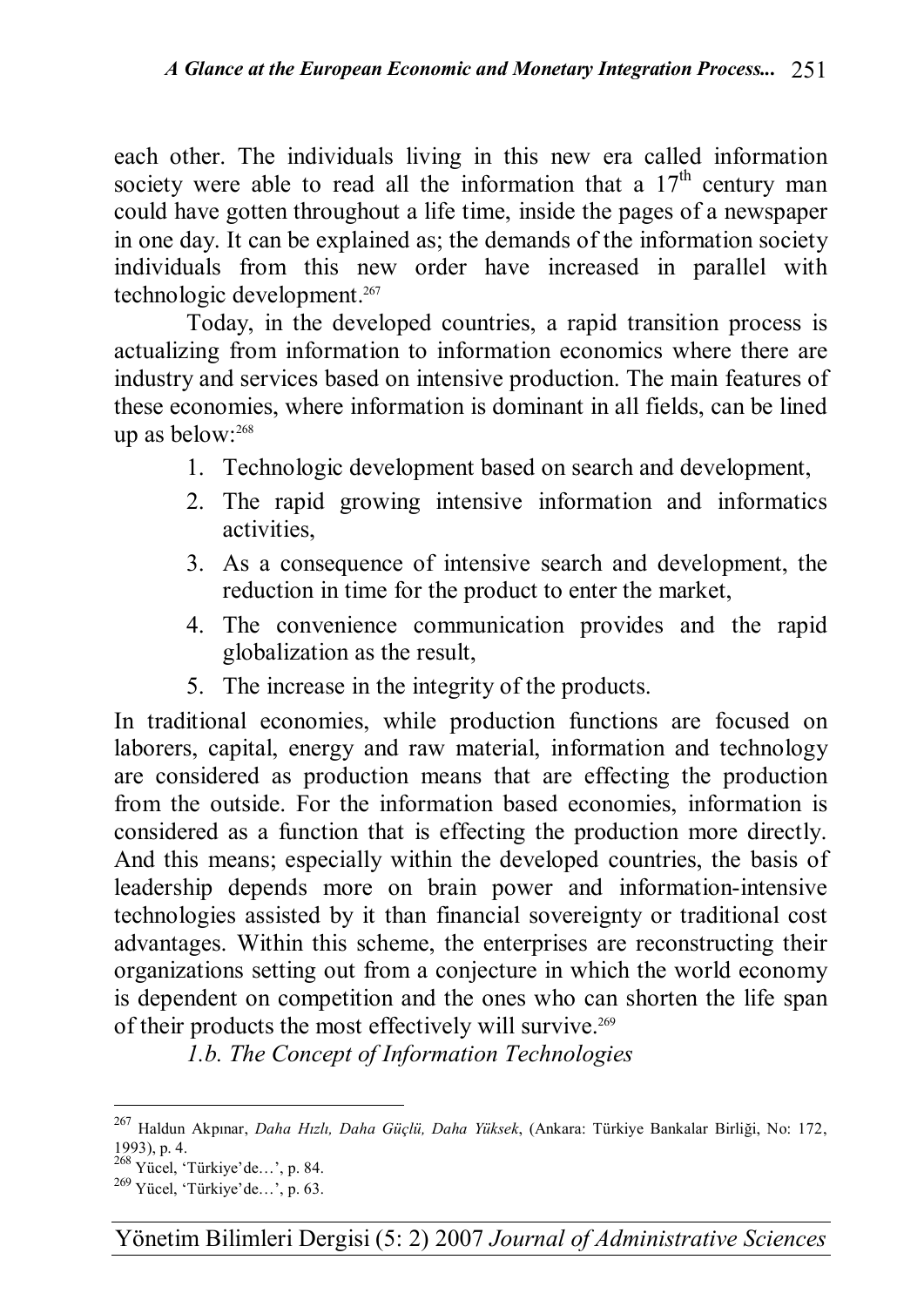each other. The individuals living in this new era called information society were able to read all the information that a $17^{th}$ century man could have gotten throughout a life time, inside the pages of a newspaper in one day. It can be explained as; the demands of the information society individuals from this new order have increased in parallel with technologic development.[267]

Today, in the developed countries, a rapid transition process is actualizing from information to information economics where there are industry and services based on intensive production. The main features of these economies, where information is dominant in all fields, can be lined up as below:[268]

1. Technologic development based on search and development,
2. The rapid growing intensive information and informatics activities,
3. As a consequence of intensive search and development, the reduction in time for the product to enter the market,
4. The convenience communication provides and the rapid globalization as the result,
5. The increase in the integrity of the products.

In traditional economies, while production functions are focused on laborers, capital, energy and raw material, information and technology are considered as production means that are effecting the production from the outside. For the information based economies, information is considered as a function that is effecting the production more directly. And this means; especially within the developed countries, the basis of leadership depends more on brain power and information-intensive technologies assisted by it than financial sovereignty or traditional cost advantages. Within this scheme, the enterprises are reconstructing their organizations setting out from a conjecture in which the world economy is dependent on competition and the ones who can shorten the life span of their products the most effectively will survive.[269]

*1.b. The Concept of Information Technologies*

---

[267] Haldun Akpınar, *Daha Hızlı, Daha Güçlü, Daha Yüksek*, (Ankara: Türkiye Bankalar Birliği, No: 172, 1993), p. 4.

[268] Yücel, 'Türkiye'de…', p. 84.

[269] Yücel, 'Türkiye'de…', p. 63.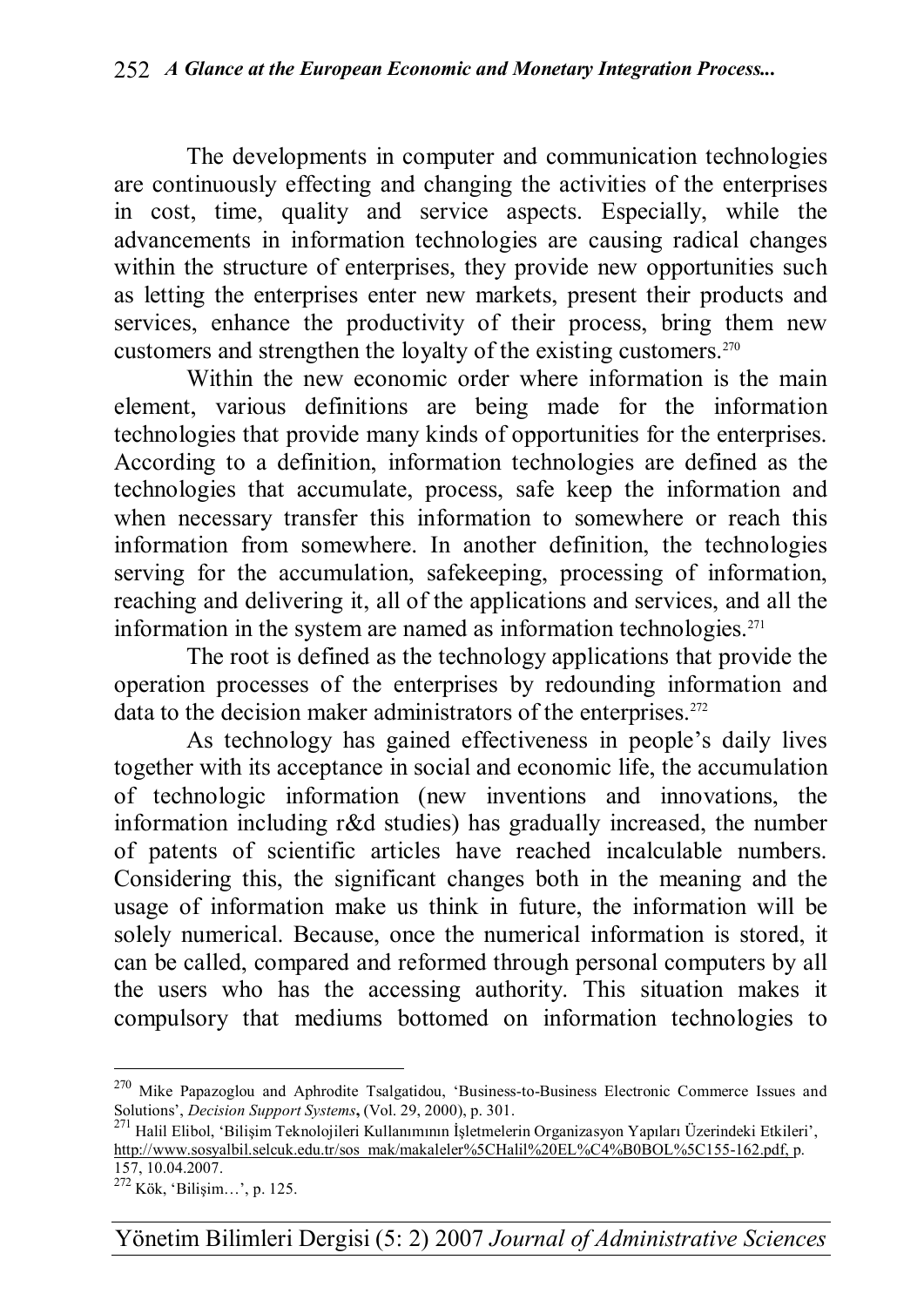The developments in computer and communication technologies are continuously effecting and changing the activities of the enterprises in cost, time, quality and service aspects. Especially, while the advancements in information technologies are causing radical changes within the structure of enterprises, they provide new opportunities such as letting the enterprises enter new markets, present their products and services, enhance the productivity of their process, bring them new customers and strengthen the loyalty of the existing customers.[270]

Within the new economic order where information is the main element, various definitions are being made for the information technologies that provide many kinds of opportunities for the enterprises. According to a definition, information technologies are defined as the technologies that accumulate, process, safe keep the information and when necessary transfer this information to somewhere or reach this information from somewhere. In another definition, the technologies serving for the accumulation, safekeeping, processing of information, reaching and delivering it, all of the applications and services, and all the information in the system are named as information technologies.[271]

The root is defined as the technology applications that provide the operation processes of the enterprises by redounding information and data to the decision maker administrators of the enterprises.[272]

As technology has gained effectiveness in people's daily lives together with its acceptance in social and economic life, the accumulation of technologic information (new inventions and innovations, the information including r&d studies) has gradually increased, the number of patents of scientific articles have reached incalculable numbers. Considering this, the significant changes both in the meaning and the usage of information make us think in future, the information will be solely numerical. Because, once the numerical information is stored, it can be called, compared and reformed through personal computers by all the users who has the accessing authority. This situation makes it compulsory that mediums bottomed on information technologies to

---

[270] Mike Papazoglou and Aphrodite Tsalgatidou, 'Business-to-Business Electronic Commerce Issues and Solutions', *Decision Support Systems*, (Vol. 29, 2000), p. 301.

[271] Halil Elibol, 'Bilişim Teknolojileri Kullanımının İşletmelerin Organizasyon Yapıları Üzerindeki Etkileri', http://www.sosyalbil.selcuk.edu.tr/sos_mak/makaleler%5CHalil%20EL%C4%B0BOL%5C155-162.pdf, p. 157, 10.04.2007.

[272] Kök, 'Bilişim…', p. 125.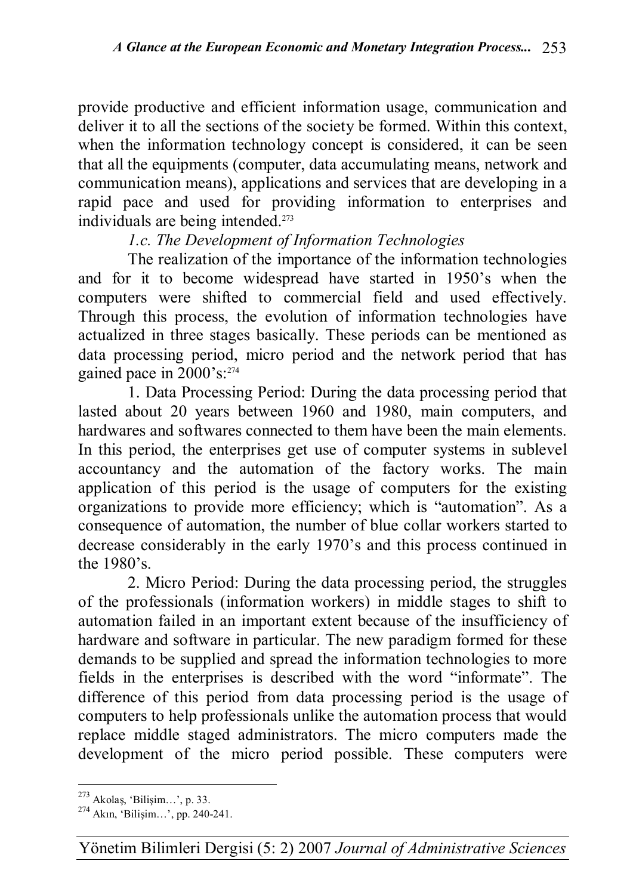provide productive and efficient information usage, communication and deliver it to all the sections of the society be formed. Within this context, when the information technology concept is considered, it can be seen that all the equipments (computer, data accumulating means, network and communication means), applications and services that are developing in a rapid pace and used for providing information to enterprises and individuals are being intended.[273]

*1.c. The Development of Information Technologies*

The realization of the importance of the information technologies and for it to become widespread have started in 1950's when the computers were shifted to commercial field and used effectively. Through this process, the evolution of information technologies have actualized in three stages basically. These periods can be mentioned as data processing period, micro period and the network period that has gained pace in 2000's:[274]

1. Data Processing Period: During the data processing period that lasted about 20 years between 1960 and 1980, main computers, and hardwares and softwares connected to them have been the main elements. In this period, the enterprises get use of computer systems in sublevel accountancy and the automation of the factory works. The main application of this period is the usage of computers for the existing organizations to provide more efficiency; which is "automation". As a consequence of automation, the number of blue collar workers started to decrease considerably in the early 1970's and this process continued in the 1980's.

2. Micro Period: During the data processing period, the struggles of the professionals (information workers) in middle stages to shift to automation failed in an important extent because of the insufficiency of hardware and software in particular. The new paradigm formed for these demands to be supplied and spread the information technologies to more fields in the enterprises is described with the word "informate". The difference of this period from data processing period is the usage of computers to help professionals unlike the automation process that would replace middle staged administrators. The micro computers made the development of the micro period possible. These computers were

---

[273] Akolaş, 'Bilişim…', p. 33.

[274] Akın, 'Bilişim…', pp. 240-241.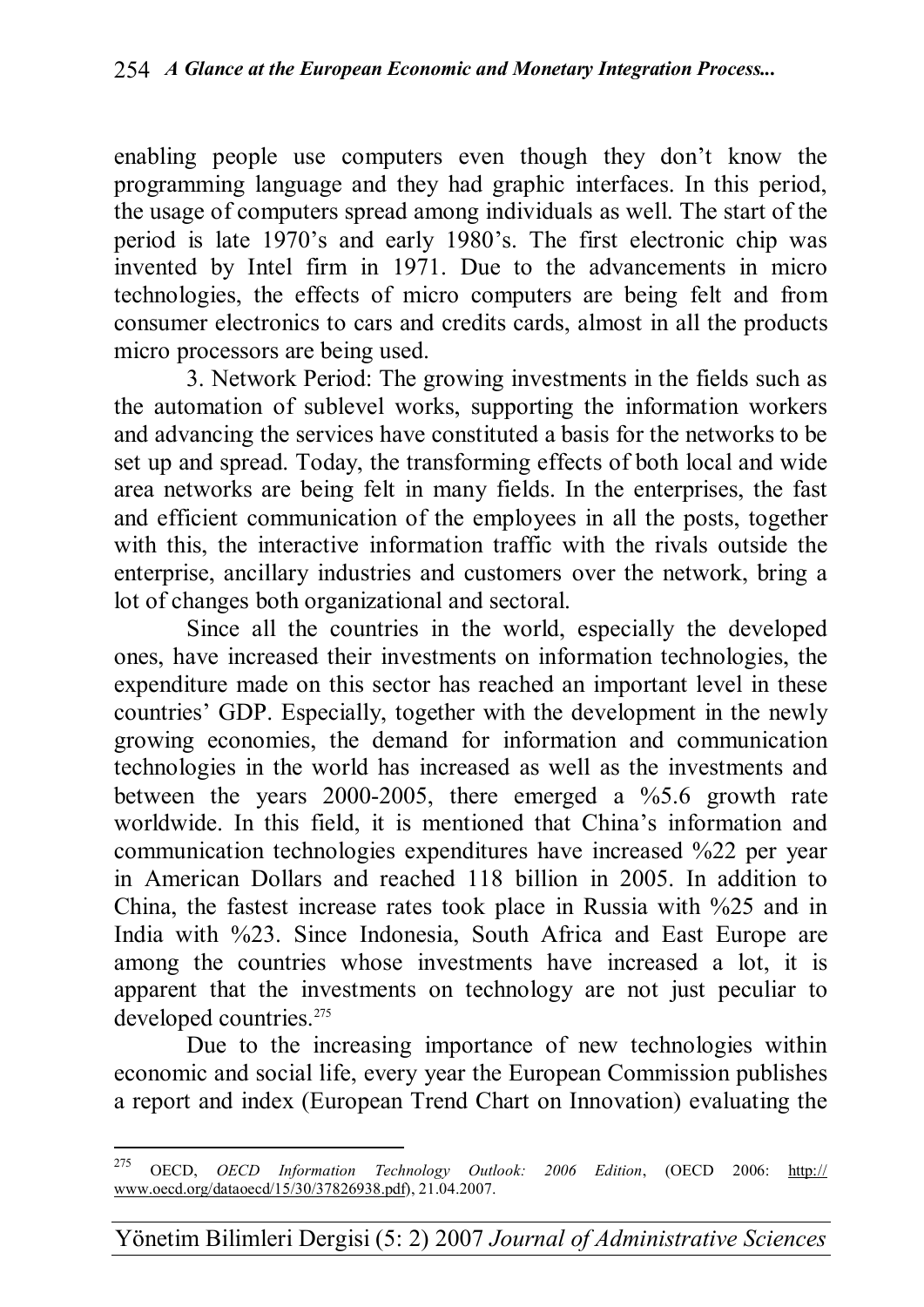enabling people use computers even though they don't know the programming language and they had graphic interfaces. In this period, the usage of computers spread among individuals as well. The start of the period is late 1970's and early 1980's. The first electronic chip was invented by Intel firm in 1971. Due to the advancements in micro technologies, the effects of micro computers are being felt and from consumer electronics to cars and credits cards, almost in all the products micro processors are being used.

3. Network Period: The growing investments in the fields such as the automation of sublevel works, supporting the information workers and advancing the services have constituted a basis for the networks to be set up and spread. Today, the transforming effects of both local and wide area networks are being felt in many fields. In the enterprises, the fast and efficient communication of the employees in all the posts, together with this, the interactive information traffic with the rivals outside the enterprise, ancillary industries and customers over the network, bring a lot of changes both organizational and sectoral.

Since all the countries in the world, especially the developed ones, have increased their investments on information technologies, the expenditure made on this sector has reached an important level in these countries' GDP. Especially, together with the development in the newly growing economies, the demand for information and communication technologies in the world has increased as well as the investments and between the years 2000-2005, there emerged a %5.6 growth rate worldwide. In this field, it is mentioned that China's information and communication technologies expenditures have increased %22 per year in American Dollars and reached 118 billion in 2005. In addition to China, the fastest increase rates took place in Russia with %25 and in India with %23. Since Indonesia, South Africa and East Europe are among the countries whose investments have increased a lot, it is apparent that the investments on technology are not just peculiar to developed countries.[275]

Due to the increasing importance of new technologies within economic and social life, every year the European Commission publishes a report and index (European Trend Chart on Innovation) evaluating the

---

[275] OECD, *OECD Information Technology Outlook: 2006 Edition*, (OECD 2006: http://www.oecd.org/dataoecd/15/30/37826938.pdf), 21.04.2007.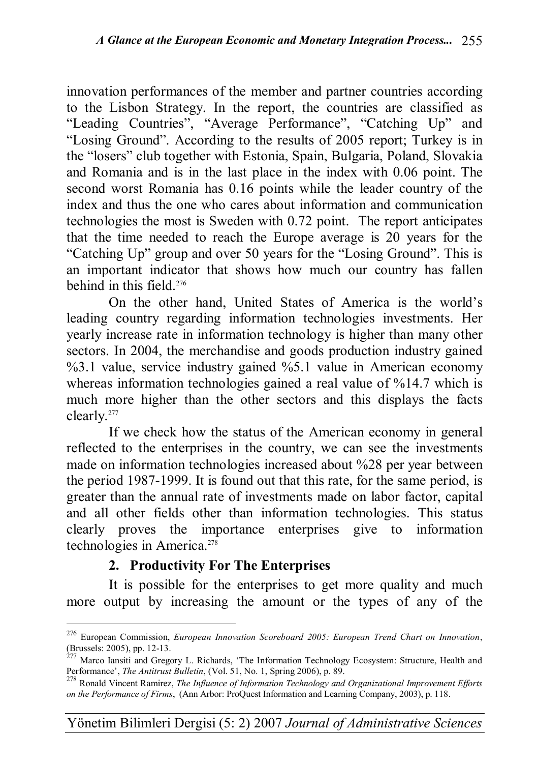innovation performances of the member and partner countries according to the Lisbon Strategy. In the report, the countries are classified as "Leading Countries", "Average Performance", "Catching Up" and "Losing Ground". According to the results of 2005 report; Turkey is in the "losers" club together with Estonia, Spain, Bulgaria, Poland, Slovakia and Romania and is in the last place in the index with 0.06 point. The second worst Romania has 0.16 points while the leader country of the index and thus the one who cares about information and communication technologies the most is Sweden with 0.72 point. The report anticipates that the time needed to reach the Europe average is 20 years for the "Catching Up" group and over 50 years for the "Losing Ground". This is an important indicator that shows how much our country has fallen behind in this field.[276]

On the other hand, United States of America is the world's leading country regarding information technologies investments. Her yearly increase rate in information technology is higher than many other sectors. In 2004, the merchandise and goods production industry gained %3.1 value, service industry gained %5.1 value in American economy whereas information technologies gained a real value of %14.7 which is much more higher than the other sectors and this displays the facts clearly.[277]

If we check how the status of the American economy in general reflected to the enterprises in the country, we can see the investments made on information technologies increased about %28 per year between the period 1987-1999. It is found out that this rate, for the same period, is greater than the annual rate of investments made on labor factor, capital and all other fields other than information technologies. This status clearly proves the importance enterprises give to information technologies in America.[278]

### 2. Productivity For The Enterprises

It is possible for the enterprises to get more quality and much more output by increasing the amount or the types of any of the

---

[276] European Commission, *European Innovation Scoreboard 2005: European Trend Chart on Innovation*, (Brussels: 2005), pp. 12-13.

[277] Marco Iansiti and Gregory L. Richards, 'The Information Technology Ecosystem: Structure, Health and Performance', *The Antitrust Bulletin*, (Vol. 51, No. 1, Spring 2006), p. 89.

[278] Ronald Vincent Ramirez, *The Influence of Information Technology and Organizational Improvement Efforts on the Performance of Firms*, (Ann Arbor: ProQuest Information and Learning Company, 2003), p. 118.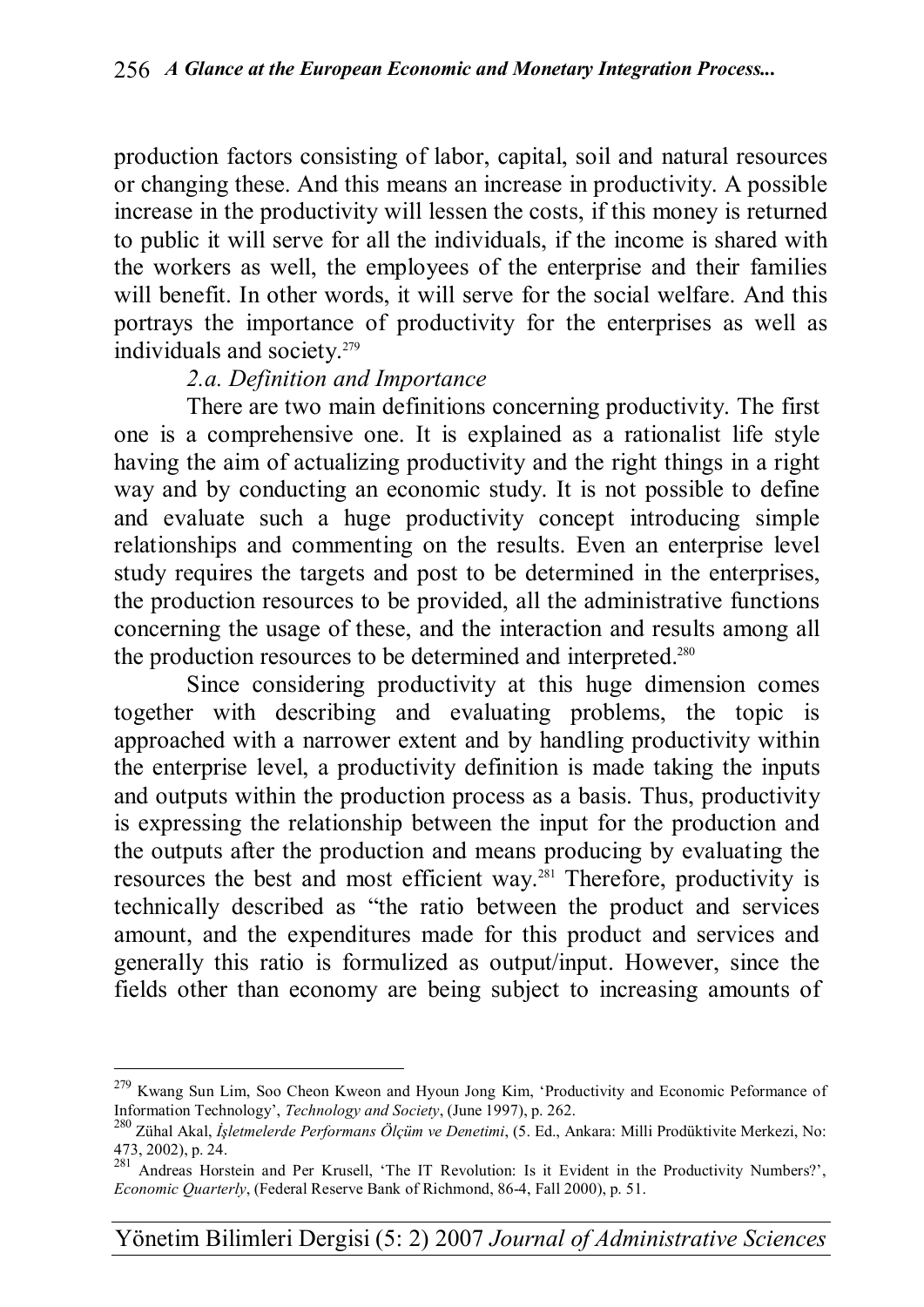production factors consisting of labor, capital, soil and natural resources or changing these. And this means an increase in productivity. A possible increase in the productivity will lessen the costs, if this money is returned to public it will serve for all the individuals, if the income is shared with the workers as well, the employees of the enterprise and their families will benefit. In other words, it will serve for the social welfare. And this portrays the importance of productivity for the enterprises as well as individuals and society.[279]

*2.a. Definition and Importance*

There are two main definitions concerning productivity. The first one is a comprehensive one. It is explained as a rationalist life style having the aim of actualizing productivity and the right things in a right way and by conducting an economic study. It is not possible to define and evaluate such a huge productivity concept introducing simple relationships and commenting on the results. Even an enterprise level study requires the targets and post to be determined in the enterprises, the production resources to be provided, all the administrative functions concerning the usage of these, and the interaction and results among all the production resources to be determined and interpreted.[280]

Since considering productivity at this huge dimension comes together with describing and evaluating problems, the topic is approached with a narrower extent and by handling productivity within the enterprise level, a productivity definition is made taking the inputs and outputs within the production process as a basis. Thus, productivity is expressing the relationship between the input for the production and the outputs after the production and means producing by evaluating the resources the best and most efficient way.[281] Therefore, productivity is technically described as "the ratio between the product and services amount, and the expenditures made for this product and services and generally this ratio is formulized as output/input. However, since the fields other than economy are being subject to increasing amounts of

---

[279] Kwang Sun Lim, Soo Cheon Kweon and Hyoun Jong Kim, 'Productivity and Economic Peformance of Information Technology', *Technology and Society*, (June 1997), p. 262.

[280] Zühal Akal, *İşletmelerde Performans Ölçüm ve Denetimi*, (5. Ed., Ankara: Milli Prodüktivite Merkezi, No: 473, 2002), p. 24.

[281] Andreas Horstein and Per Krusell, 'The IT Revolution: Is it Evident in the Productivity Numbers?', *Economic Quarterly*, (Federal Reserve Bank of Richmond, 86-4, Fall 2000), p. 51.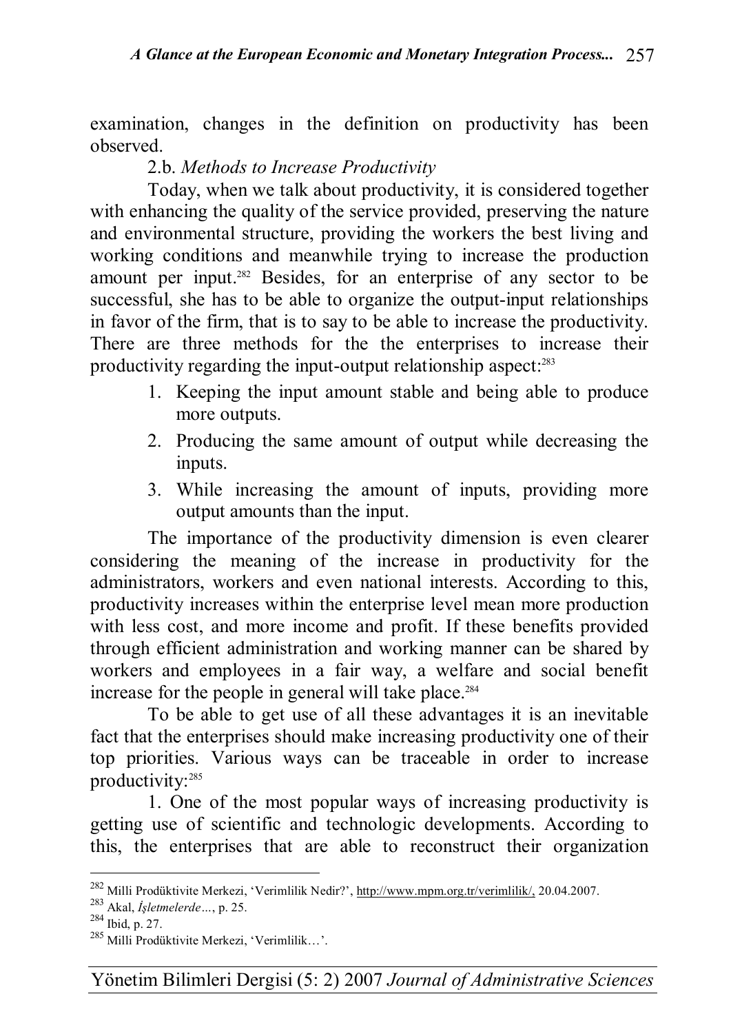examination, changes in the definition on productivity has been observed.

### 2.b. *Methods to Increase Productivity*

Today, when we talk about productivity, it is considered together with enhancing the quality of the service provided, preserving the nature and environmental structure, providing the workers the best living and working conditions and meanwhile trying to increase the production amount per input.[282] Besides, for an enterprise of any sector to be successful, she has to be able to organize the output-input relationships in favor of the firm, that is to say to be able to increase the productivity. There are three methods for the the enterprises to increase their productivity regarding the input-output relationship aspect:[283]

1. Keeping the input amount stable and being able to produce more outputs.
2. Producing the same amount of output while decreasing the inputs.
3. While increasing the amount of inputs, providing more output amounts than the input.

The importance of the productivity dimension is even clearer considering the meaning of the increase in productivity for the administrators, workers and even national interests. According to this, productivity increases within the enterprise level mean more production with less cost, and more income and profit. If these benefits provided through efficient administration and working manner can be shared by workers and employees in a fair way, a welfare and social benefit increase for the people in general will take place.[284]

To be able to get use of all these advantages it is an inevitable fact that the enterprises should make increasing productivity one of their top priorities. Various ways can be traceable in order to increase productivity:[285]

1. One of the most popular ways of increasing productivity is getting use of scientific and technologic developments. According to this, the enterprises that are able to reconstruct their organization

---

[282] Milli Prodüktivite Merkezi, 'Verimlilik Nedir?', http://www.mpm.org.tr/verimlilik/, 20.04.2007.

[283] Akal, *İşletmelerde…*, p. 25.

[284] Ibid, p. 27.

[285] Milli Prodüktivite Merkezi, 'Verimlilik…'.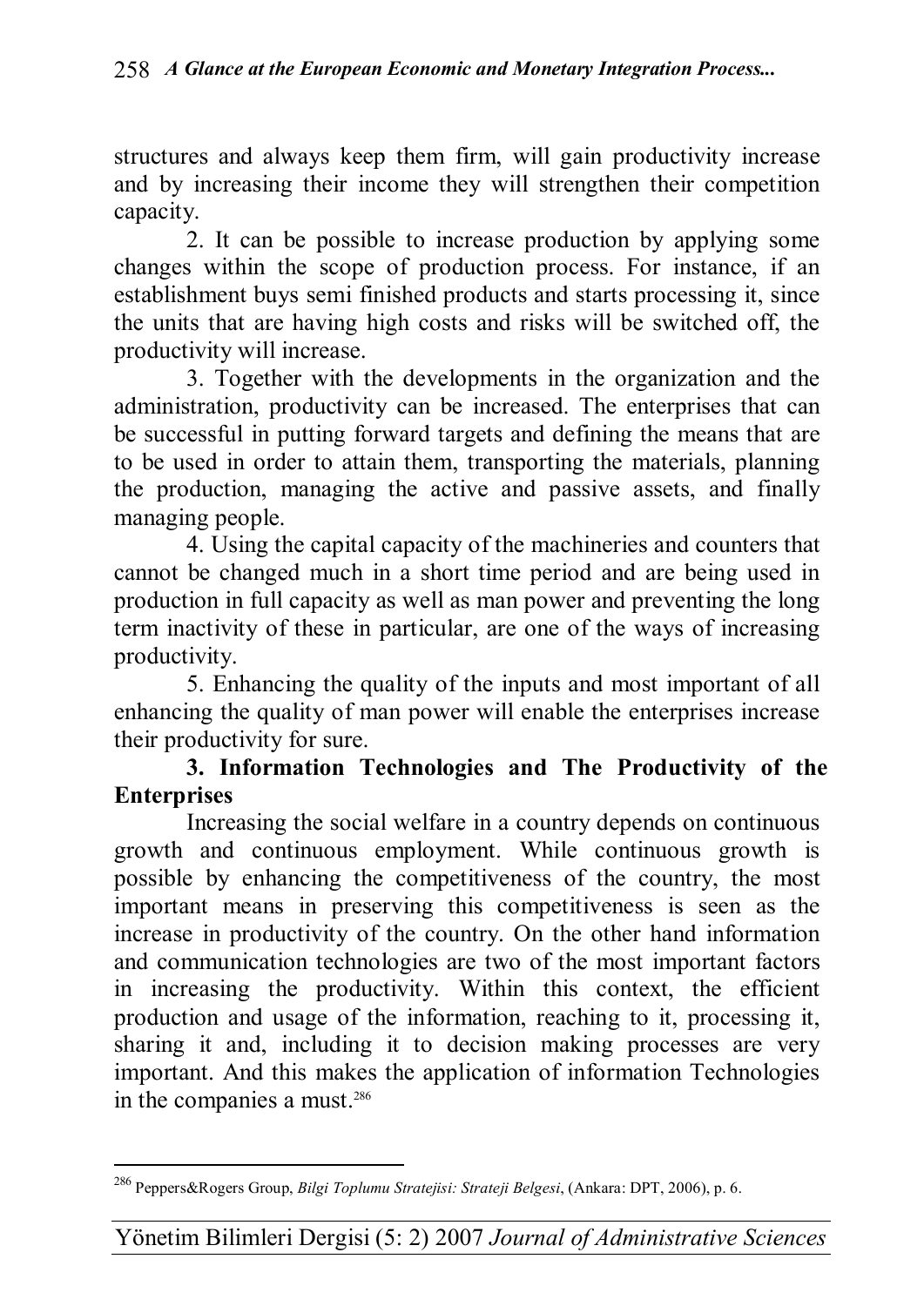structures and always keep them firm, will gain productivity increase and by increasing their income they will strengthen their competition capacity.

2. It can be possible to increase production by applying some changes within the scope of production process. For instance, if an establishment buys semi finished products and starts processing it, since the units that are having high costs and risks will be switched off, the productivity will increase.

3. Together with the developments in the organization and the administration, productivity can be increased. The enterprises that can be successful in putting forward targets and defining the means that are to be used in order to attain them, transporting the materials, planning the production, managing the active and passive assets, and finally managing people.

4. Using the capital capacity of the machineries and counters that cannot be changed much in a short time period and are being used in production in full capacity as well as man power and preventing the long term inactivity of these in particular, are one of the ways of increasing productivity.

5. Enhancing the quality of the inputs and most important of all enhancing the quality of man power will enable the enterprises increase their productivity for sure.

### 3. Information Technologies and The Productivity of the Enterprises

Increasing the social welfare in a country depends on continuous growth and continuous employment. While continuous growth is possible by enhancing the competitiveness of the country, the most important means in preserving this competitiveness is seen as the increase in productivity of the country. On the other hand information and communication technologies are two of the most important factors in increasing the productivity. Within this context, the efficient production and usage of the information, reaching to it, processing it, sharing it and, including it to decision making processes are very important. And this makes the application of information Technologies in the companies a must.[286]

---

[286] Peppers&Rogers Group, *Bilgi Toplumu Stratejisi: Strateji Belgesi*, (Ankara: DPT, 2006), p. 6.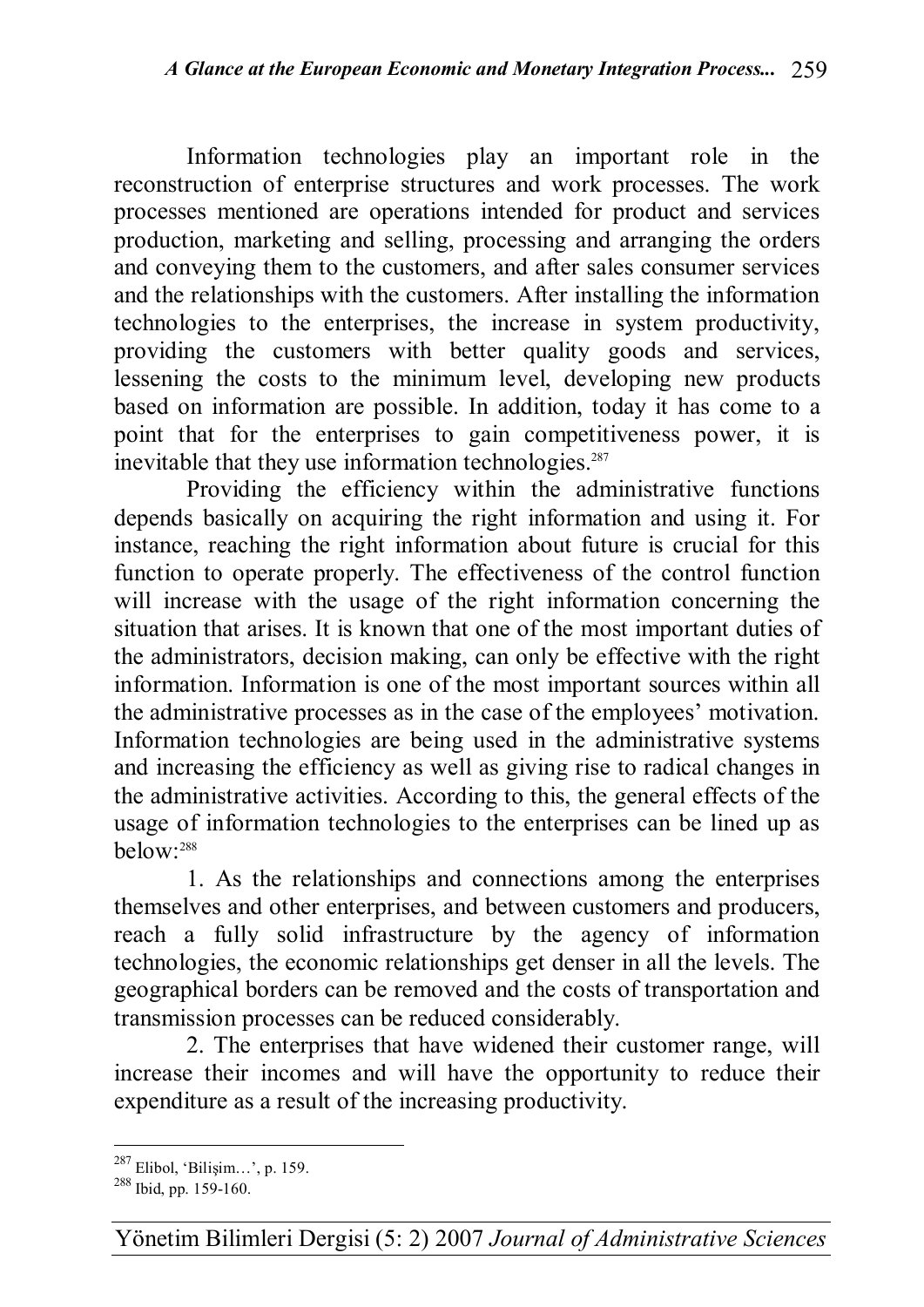Information technologies play an important role in the reconstruction of enterprise structures and work processes. The work processes mentioned are operations intended for product and services production, marketing and selling, processing and arranging the orders and conveying them to the customers, and after sales consumer services and the relationships with the customers. After installing the information technologies to the enterprises, the increase in system productivity, providing the customers with better quality goods and services, lessening the costs to the minimum level, developing new products based on information are possible. In addition, today it has come to a point that for the enterprises to gain competitiveness power, it is inevitable that they use information technologies.[287]

Providing the efficiency within the administrative functions depends basically on acquiring the right information and using it. For instance, reaching the right information about future is crucial for this function to operate properly. The effectiveness of the control function will increase with the usage of the right information concerning the situation that arises. It is known that one of the most important duties of the administrators, decision making, can only be effective with the right information. Information is one of the most important sources within all the administrative processes as in the case of the employees' motivation. Information technologies are being used in the administrative systems and increasing the efficiency as well as giving rise to radical changes in the administrative activities. According to this, the general effects of the usage of information technologies to the enterprises can be lined up as below:[288]

1. As the relationships and connections among the enterprises themselves and other enterprises, and between customers and producers, reach a fully solid infrastructure by the agency of information technologies, the economic relationships get denser in all the levels. The geographical borders can be removed and the costs of transportation and transmission processes can be reduced considerably.

2. The enterprises that have widened their customer range, will increase their incomes and will have the opportunity to reduce their expenditure as a result of the increasing productivity.

---

[287] Elibol, 'Bilişim…', p. 159.

[288] Ibid, pp. 159-160.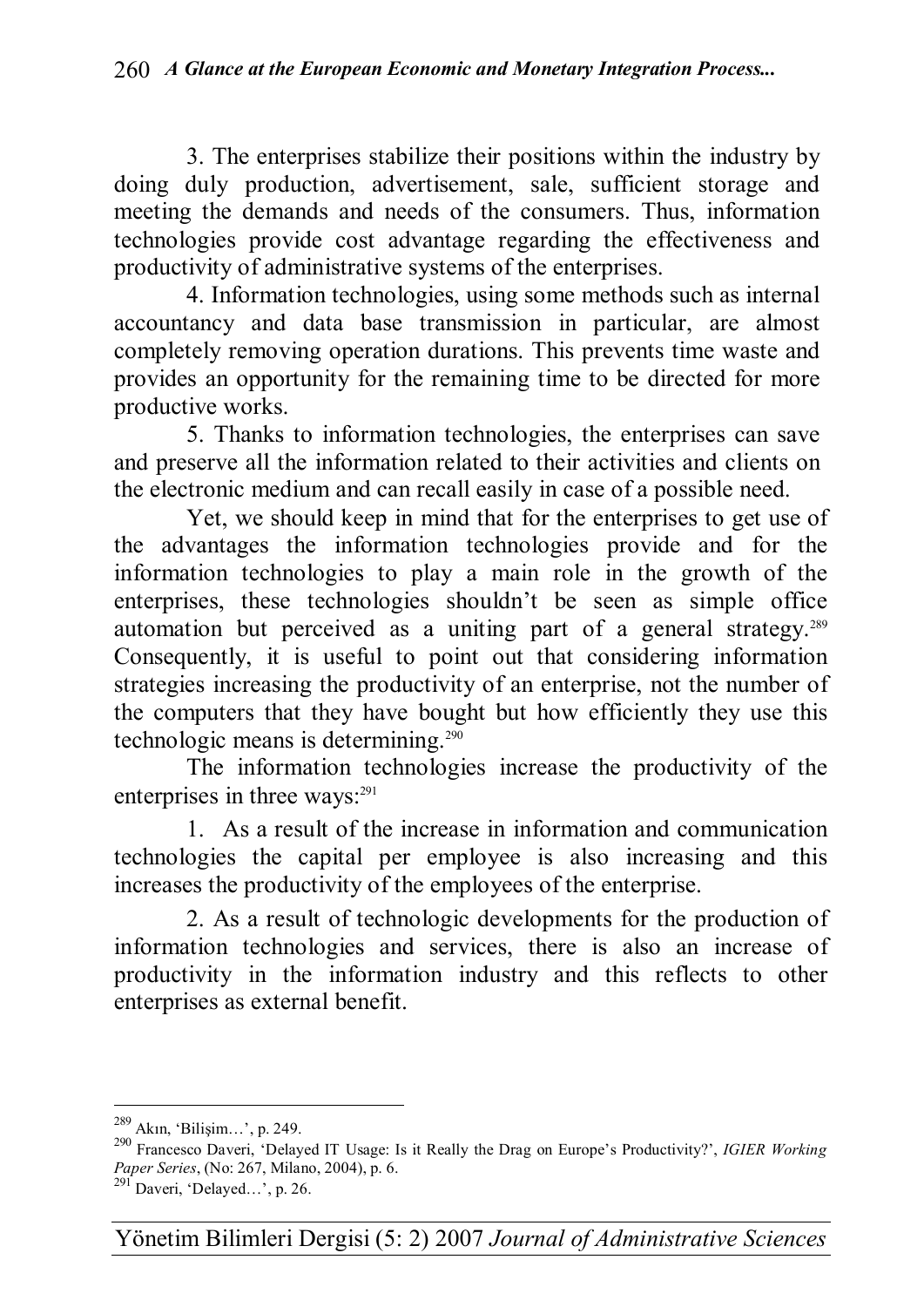3. The enterprises stabilize their positions within the industry by doing duly production, advertisement, sale, sufficient storage and meeting the demands and needs of the consumers. Thus, information technologies provide cost advantage regarding the effectiveness and productivity of administrative systems of the enterprises.

4. Information technologies, using some methods such as internal accountancy and data base transmission in particular, are almost completely removing operation durations. This prevents time waste and provides an opportunity for the remaining time to be directed for more productive works.

5. Thanks to information technologies, the enterprises can save and preserve all the information related to their activities and clients on the electronic medium and can recall easily in case of a possible need.

Yet, we should keep in mind that for the enterprises to get use of the advantages the information technologies provide and for the information technologies to play a main role in the growth of the enterprises, these technologies shouldn't be seen as simple office automation but perceived as a uniting part of a general strategy.[289] Consequently, it is useful to point out that considering information strategies increasing the productivity of an enterprise, not the number of the computers that they have bought but how efficiently they use this technologic means is determining.[290]

The information technologies increase the productivity of the enterprises in three ways:[291]

1. As a result of the increase in information and communication technologies the capital per employee is also increasing and this increases the productivity of the employees of the enterprise.

2. As a result of technologic developments for the production of information technologies and services, there is also an increase of productivity in the information industry and this reflects to other enterprises as external benefit.

---

[289] Akın, 'Bilişim…', p. 249.

[290] Francesco Daveri, 'Delayed IT Usage: Is it Really the Drag on Europe's Productivity?', *IGIER Working Paper Series*, (No: 267, Milano, 2004), p. 6.

[291] Daveri, 'Delayed…', p. 26.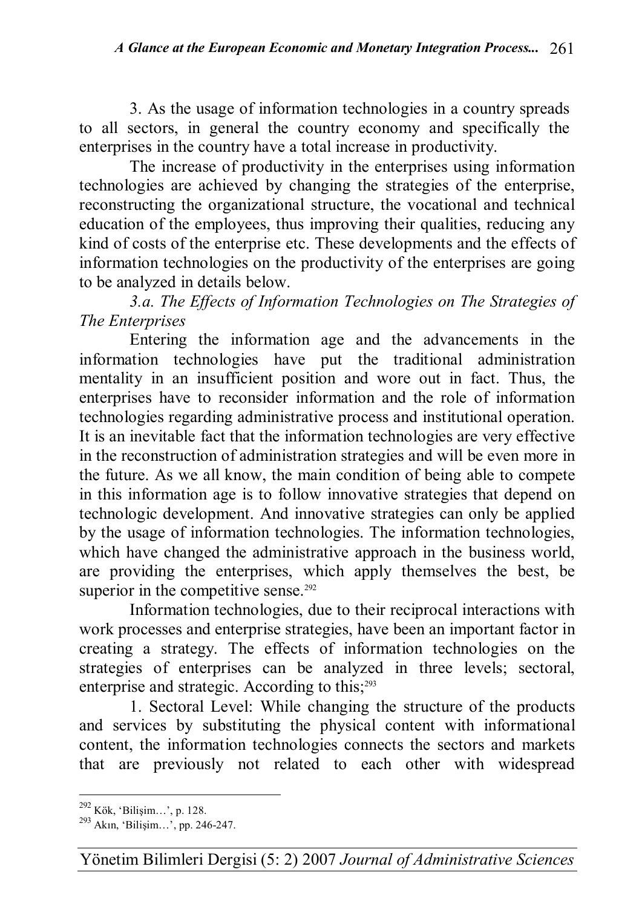3. As the usage of information technologies in a country spreads to all sectors, in general the country economy and specifically the enterprises in the country have a total increase in productivity.

The increase of productivity in the enterprises using information technologies are achieved by changing the strategies of the enterprise, reconstructing the organizational structure, the vocational and technical education of the employees, thus improving their qualities, reducing any kind of costs of the enterprise etc. These developments and the effects of information technologies on the productivity of the enterprises are going to be analyzed in details below.

*3.a. The Effects of Information Technologies on The Strategies of The Enterprises*

Entering the information age and the advancements in the information technologies have put the traditional administration mentality in an insufficient position and wore out in fact. Thus, the enterprises have to reconsider information and the role of information technologies regarding administrative process and institutional operation. It is an inevitable fact that the information technologies are very effective in the reconstruction of administration strategies and will be even more in the future. As we all know, the main condition of being able to compete in this information age is to follow innovative strategies that depend on technologic development. And innovative strategies can only be applied by the usage of information technologies. The information technologies, which have changed the administrative approach in the business world, are providing the enterprises, which apply themselves the best, be superior in the competitive sense.[292]

Information technologies, due to their reciprocal interactions with work processes and enterprise strategies, have been an important factor in creating a strategy. The effects of information technologies on the strategies of enterprises can be analyzed in three levels; sectoral, enterprise and strategic. According to this;[293]

1. Sectoral Level: While changing the structure of the products and services by substituting the physical content with informational content, the information technologies connects the sectors and markets that are previously not related to each other with widespread

---

[292] Kök, 'Bilişim…', p. 128.

[293] Akın, 'Bilişim…', pp. 246-247.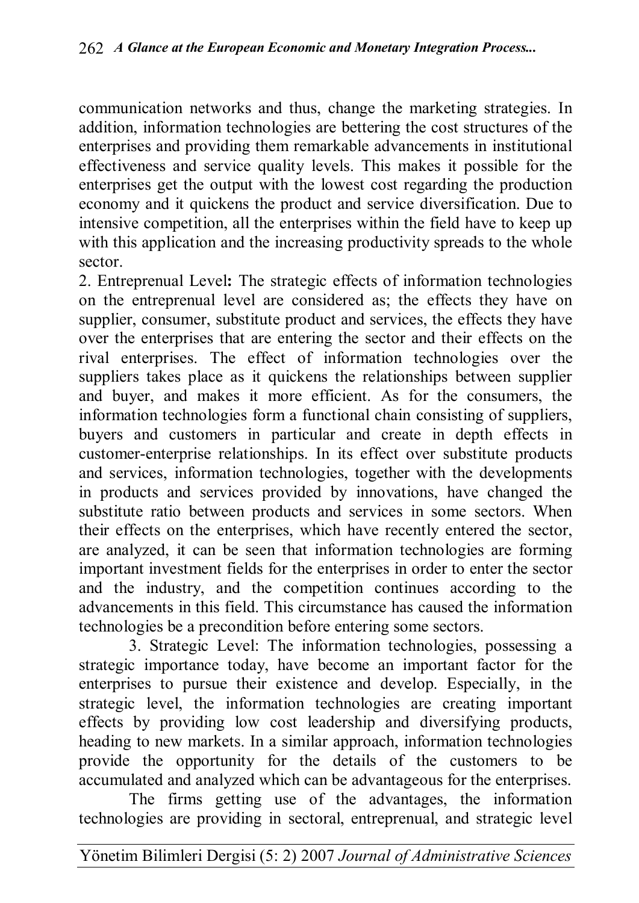communication networks and thus, change the marketing strategies. In addition, information technologies are bettering the cost structures of the enterprises and providing them remarkable advancements in institutional effectiveness and service quality levels. This makes it possible for the enterprises get the output with the lowest cost regarding the production economy and it quickens the product and service diversification. Due to intensive competition, all the enterprises within the field have to keep up with this application and the increasing productivity spreads to the whole sector.

2. Entreprenual Level**:** The strategic effects of information technologies on the entreprenual level are considered as; the effects they have on supplier, consumer, substitute product and services, the effects they have over the enterprises that are entering the sector and their effects on the rival enterprises. The effect of information technologies over the suppliers takes place as it quickens the relationships between supplier and buyer, and makes it more efficient. As for the consumers, the information technologies form a functional chain consisting of suppliers, buyers and customers in particular and create in depth effects in customer-enterprise relationships. In its effect over substitute products and services, information technologies, together with the developments in products and services provided by innovations, have changed the substitute ratio between products and services in some sectors. When their effects on the enterprises, which have recently entered the sector, are analyzed, it can be seen that information technologies are forming important investment fields for the enterprises in order to enter the sector and the industry, and the competition continues according to the advancements in this field. This circumstance has caused the information technologies be a precondition before entering some sectors.

3. Strategic Level: The information technologies, possessing a strategic importance today, have become an important factor for the enterprises to pursue their existence and develop. Especially, in the strategic level, the information technologies are creating important effects by providing low cost leadership and diversifying products, heading to new markets. In a similar approach, information technologies provide the opportunity for the details of the customers to be accumulated and analyzed which can be advantageous for the enterprises.

The firms getting use of the advantages, the information technologies are providing in sectoral, entreprenual, and strategic level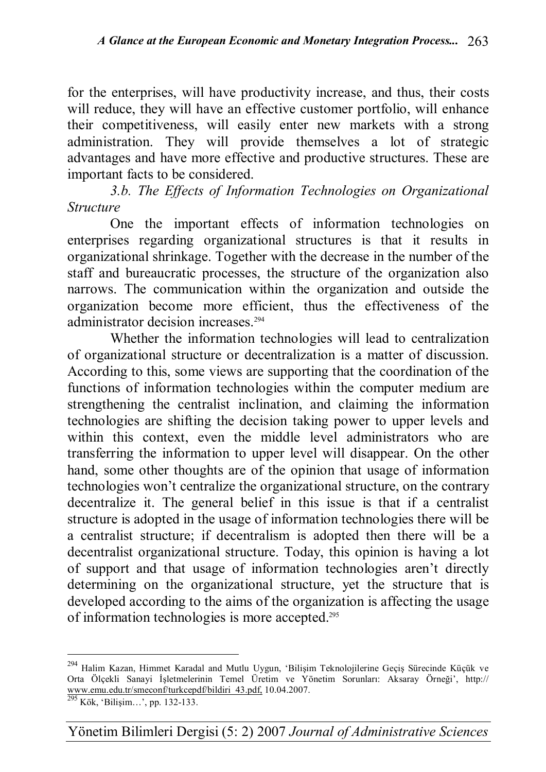for the enterprises, will have productivity increase, and thus, their costs will reduce, they will have an effective customer portfolio, will enhance their competitiveness, will easily enter new markets with a strong administration. They will provide themselves a lot of strategic advantages and have more effective and productive structures. These are important facts to be considered.

### *3.b. The Effects of Information Technologies on Organizational Structure*

One the important effects of information technologies on enterprises regarding organizational structures is that it results in organizational shrinkage. Together with the decrease in the number of the staff and bureaucratic processes, the structure of the organization also narrows. The communication within the organization and outside the organization become more efficient, thus the effectiveness of the administrator decision increases.[294]

Whether the information technologies will lead to centralization of organizational structure or decentralization is a matter of discussion. According to this, some views are supporting that the coordination of the functions of information technologies within the computer medium are strengthening the centralist inclination, and claiming the information technologies are shifting the decision taking power to upper levels and within this context, even the middle level administrators who are transferring the information to upper level will disappear. On the other hand, some other thoughts are of the opinion that usage of information technologies won't centralize the organizational structure, on the contrary decentralize it. The general belief in this issue is that if a centralist structure is adopted in the usage of information technologies there will be a centralist structure; if decentralism is adopted then there will be a decentralist organizational structure. Today, this opinion is having a lot of support and that usage of information technologies aren't directly determining on the organizational structure, yet the structure that is developed according to the aims of the organization is affecting the usage of information technologies is more accepted.[295]

---

[294] Halim Kazan, Himmet Karadal and Mutlu Uygun, 'Bilişim Teknolojilerine Geçiş Sürecinde Küçük ve Orta Ölçekli Sanayi İşletmelerinin Temel Üretim ve Yönetim Sorunları: Aksaray Örneği', http://www.emu.edu.tr/smeconf/turkcepdf/bildiri_43.pdf, 10.04.2007.

[295] Kök, 'Bilişim…', pp. 132-133.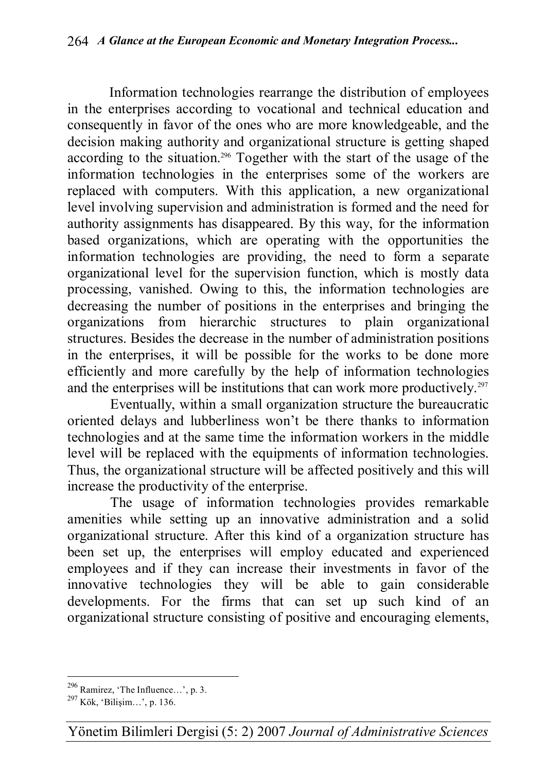Information technologies rearrange the distribution of employees in the enterprises according to vocational and technical education and consequently in favor of the ones who are more knowledgeable, and the decision making authority and organizational structure is getting shaped according to the situation.[296] Together with the start of the usage of the information technologies in the enterprises some of the workers are replaced with computers. With this application, a new organizational level involving supervision and administration is formed and the need for authority assignments has disappeared. By this way, for the information based organizations, which are operating with the opportunities the information technologies are providing, the need to form a separate organizational level for the supervision function, which is mostly data processing, vanished. Owing to this, the information technologies are decreasing the number of positions in the enterprises and bringing the organizations from hierarchic structures to plain organizational structures. Besides the decrease in the number of administration positions in the enterprises, it will be possible for the works to be done more efficiently and more carefully by the help of information technologies and the enterprises will be institutions that can work more productively.[297]

Eventually, within a small organization structure the bureaucratic oriented delays and lubberliness won't be there thanks to information technologies and at the same time the information workers in the middle level will be replaced with the equipments of information technologies. Thus, the organizational structure will be affected positively and this will increase the productivity of the enterprise.

The usage of information technologies provides remarkable amenities while setting up an innovative administration and a solid organizational structure. After this kind of a organization structure has been set up, the enterprises will employ educated and experienced employees and if they can increase their investments in favor of the innovative technologies they will be able to gain considerable developments. For the firms that can set up such kind of an organizational structure consisting of positive and encouraging elements,

---

[296] Ramirez, 'The Influence…', p. 3.

[297] Kök, 'Bilişim…', p. 136.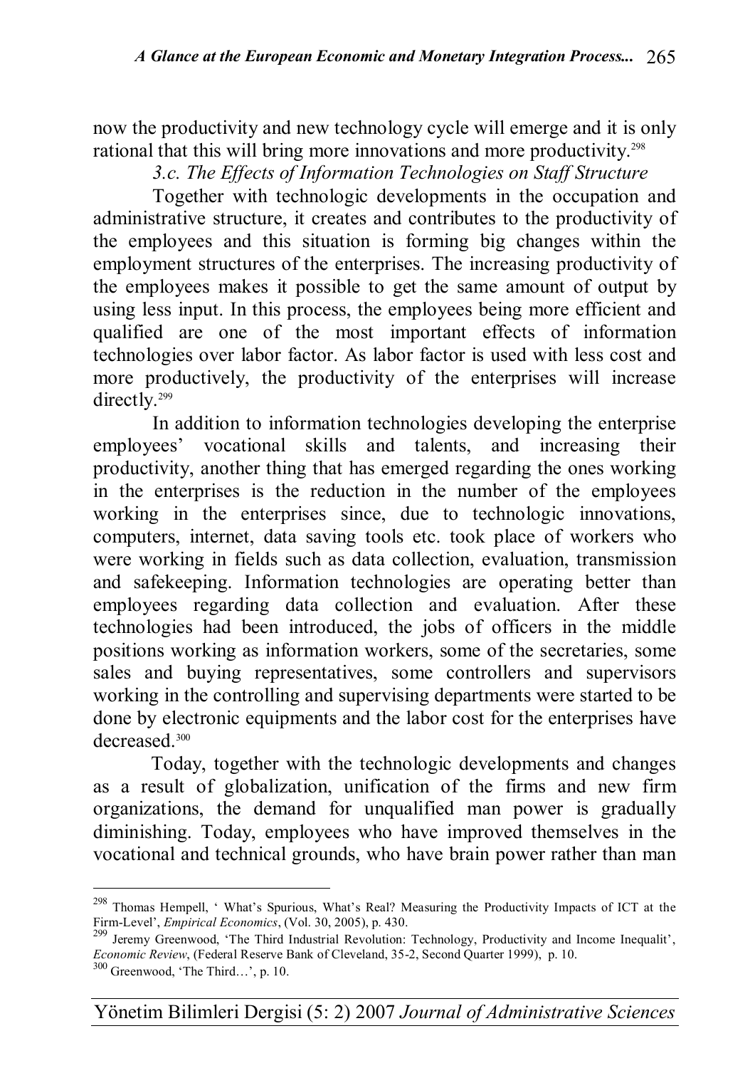now the productivity and new technology cycle will emerge and it is only rational that this will bring more innovations and more productivity.[298]

### *3.c. The Effects of Information Technologies on Staff Structure*

Together with technologic developments in the occupation and administrative structure, it creates and contributes to the productivity of the employees and this situation is forming big changes within the employment structures of the enterprises. The increasing productivity of the employees makes it possible to get the same amount of output by using less input. In this process, the employees being more efficient and qualified are one of the most important effects of information technologies over labor factor. As labor factor is used with less cost and more productively, the productivity of the enterprises will increase directly.[299]

In addition to information technologies developing the enterprise employees' vocational skills and talents, and increasing their productivity, another thing that has emerged regarding the ones working in the enterprises is the reduction in the number of the employees working in the enterprises since, due to technologic innovations, computers, internet, data saving tools etc. took place of workers who were working in fields such as data collection, evaluation, transmission and safekeeping. Information technologies are operating better than employees regarding data collection and evaluation. After these technologies had been introduced, the jobs of officers in the middle positions working as information workers, some of the secretaries, some sales and buying representatives, some controllers and supervisors working in the controlling and supervising departments were started to be done by electronic equipments and the labor cost for the enterprises have decreased.[300]

Today, together with the technologic developments and changes as a result of globalization, unification of the firms and new firm organizations, the demand for unqualified man power is gradually diminishing. Today, employees who have improved themselves in the vocational and technical grounds, who have brain power rather than man

---

[298] Thomas Hempell, ' What's Spurious, What's Real? Measuring the Productivity Impacts of ICT at the Firm-Level', *Empirical Economics*, (Vol. 30, 2005), p. 430.

[299] Jeremy Greenwood, 'The Third Industrial Revolution: Technology, Productivity and Income Inequalit', *Economic Review*, (Federal Reserve Bank of Cleveland, 35-2, Second Quarter 1999), p. 10.

[300] Greenwood, 'The Third…', p. 10.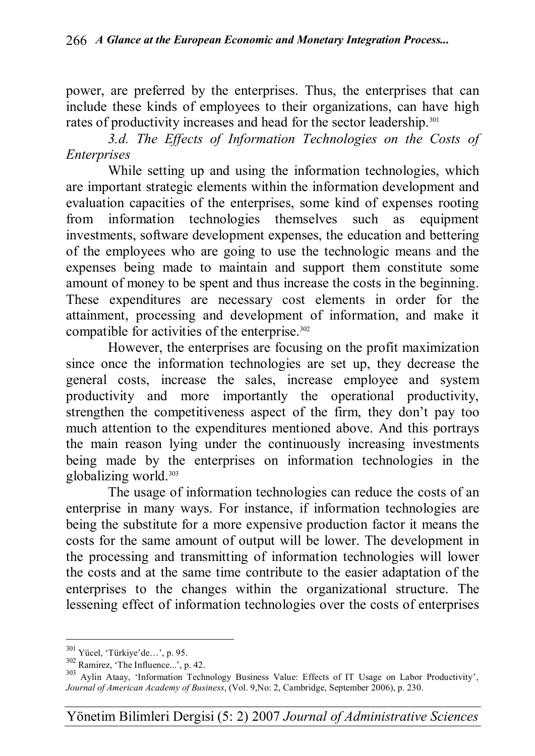power, are preferred by the enterprises. Thus, the enterprises that can include these kinds of employees to their organizations, can have high rates of productivity increases and head for the sector leadership.[301]

### *3.d. The Effects of Information Technologies on the Costs of Enterprises*

While setting up and using the information technologies, which are important strategic elements within the information development and evaluation capacities of the enterprises, some kind of expenses rooting from information technologies themselves such as equipment investments, software development expenses, the education and bettering of the employees who are going to use the technologic means and the expenses being made to maintain and support them constitute some amount of money to be spent and thus increase the costs in the beginning. These expenditures are necessary cost elements in order for the attainment, processing and development of information, and make it compatible for activities of the enterprise.[302]

However, the enterprises are focusing on the profit maximization since once the information technologies are set up, they decrease the general costs, increase the sales, increase employee and system productivity and more importantly the operational productivity, strengthen the competitiveness aspect of the firm, they don't pay too much attention to the expenditures mentioned above. And this portrays the main reason lying under the continuously increasing investments being made by the enterprises on information technologies in the globalizing world.[303]

The usage of information technologies can reduce the costs of an enterprise in many ways. For instance, if information technologies are being the substitute for a more expensive production factor it means the costs for the same amount of output will be lower. The development in the processing and transmitting of information technologies will lower the costs and at the same time contribute to the easier adaptation of the enterprises to the changes within the organizational structure. The lessening effect of information technologies over the costs of enterprises

---

[301] Yücel, 'Türkiye'de…', p. 95.

[302] Ramirez, 'The Influence...', p. 42.

[303] Aylin Ataay, 'Information Technology Business Value: Effects of IT Usage on Labor Productivity', *Journal of American Academy of Business*, (Vol. 9,No: 2, Cambridge, September 2006), p. 230.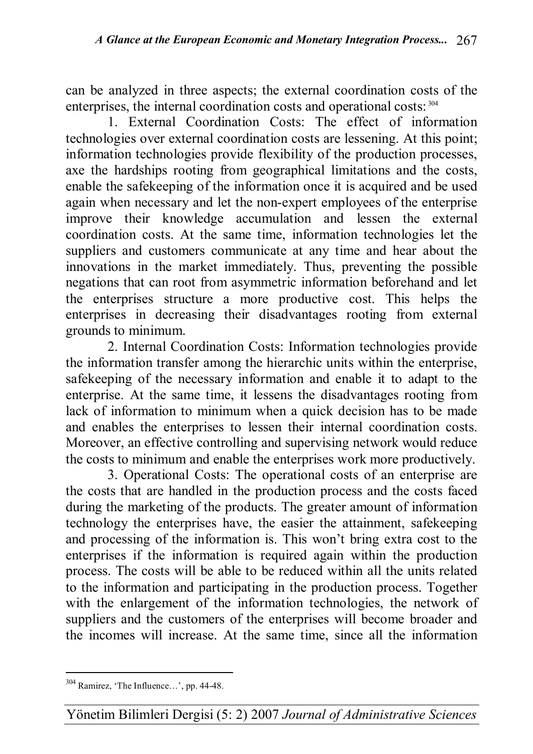can be analyzed in three aspects; the external coordination costs of the enterprises, the internal coordination costs and operational costs:[304]

1. External Coordination Costs: The effect of information technologies over external coordination costs are lessening. At this point; information technologies provide flexibility of the production processes, axe the hardships rooting from geographical limitations and the costs, enable the safekeeping of the information once it is acquired and be used again when necessary and let the non-expert employees of the enterprise improve their knowledge accumulation and lessen the external coordination costs. At the same time, information technologies let the suppliers and customers communicate at any time and hear about the innovations in the market immediately. Thus, preventing the possible negations that can root from asymmetric information beforehand and let the enterprises structure a more productive cost. This helps the enterprises in decreasing their disadvantages rooting from external grounds to minimum.

2. Internal Coordination Costs: Information technologies provide the information transfer among the hierarchic units within the enterprise, safekeeping of the necessary information and enable it to adapt to the enterprise. At the same time, it lessens the disadvantages rooting from lack of information to minimum when a quick decision has to be made and enables the enterprises to lessen their internal coordination costs. Moreover, an effective controlling and supervising network would reduce the costs to minimum and enable the enterprises work more productively.

3. Operational Costs: The operational costs of an enterprise are the costs that are handled in the production process and the costs faced during the marketing of the products. The greater amount of information technology the enterprises have, the easier the attainment, safekeeping and processing of the information is. This won't bring extra cost to the enterprises if the information is required again within the production process. The costs will be able to be reduced within all the units related to the information and participating in the production process. Together with the enlargement of the information technologies, the network of suppliers and the customers of the enterprises will become broader and the incomes will increase. At the same time, since all the information

---

[304] Ramirez, 'The Influence…', pp. 44-48.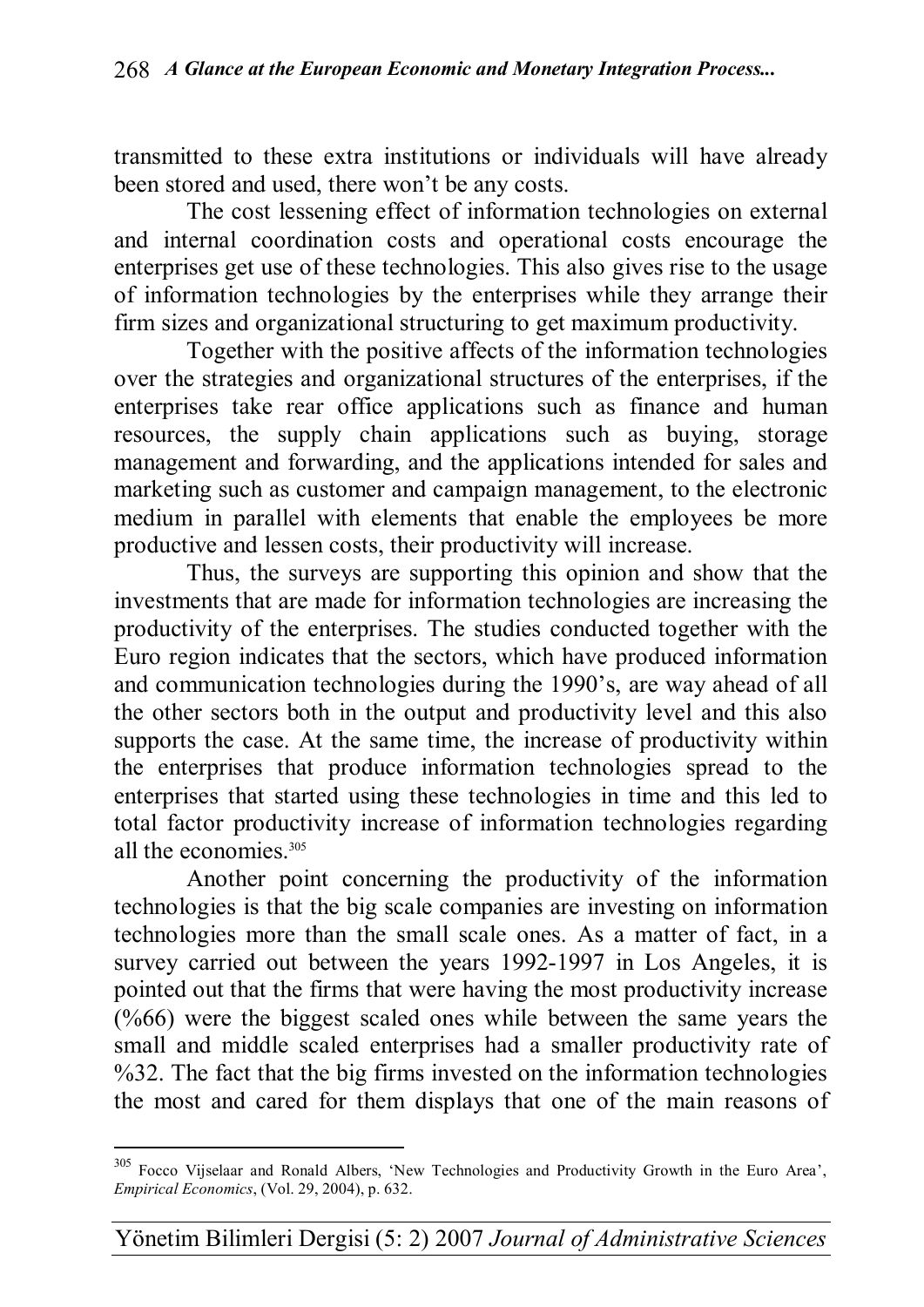transmitted to these extra institutions or individuals will have already been stored and used, there won't be any costs.

The cost lessening effect of information technologies on external and internal coordination costs and operational costs encourage the enterprises get use of these technologies. This also gives rise to the usage of information technologies by the enterprises while they arrange their firm sizes and organizational structuring to get maximum productivity.

Together with the positive affects of the information technologies over the strategies and organizational structures of the enterprises, if the enterprises take rear office applications such as finance and human resources, the supply chain applications such as buying, storage management and forwarding, and the applications intended for sales and marketing such as customer and campaign management, to the electronic medium in parallel with elements that enable the employees be more productive and lessen costs, their productivity will increase.

Thus, the surveys are supporting this opinion and show that the investments that are made for information technologies are increasing the productivity of the enterprises. The studies conducted together with the Euro region indicates that the sectors, which have produced information and communication technologies during the 1990's, are way ahead of all the other sectors both in the output and productivity level and this also supports the case. At the same time, the increase of productivity within the enterprises that produce information technologies spread to the enterprises that started using these technologies in time and this led to total factor productivity increase of information technologies regarding all the economies.[305]

Another point concerning the productivity of the information technologies is that the big scale companies are investing on information technologies more than the small scale ones. As a matter of fact, in a survey carried out between the years 1992-1997 in Los Angeles, it is pointed out that the firms that were having the most productivity increase (%66) were the biggest scaled ones while between the same years the small and middle scaled enterprises had a smaller productivity rate of %32. The fact that the big firms invested on the information technologies the most and cared for them displays that one of the main reasons of

---

[305] Focco Vijselaar and Ronald Albers, 'New Technologies and Productivity Growth in the Euro Area', *Empirical Economics*, (Vol. 29, 2004), p. 632.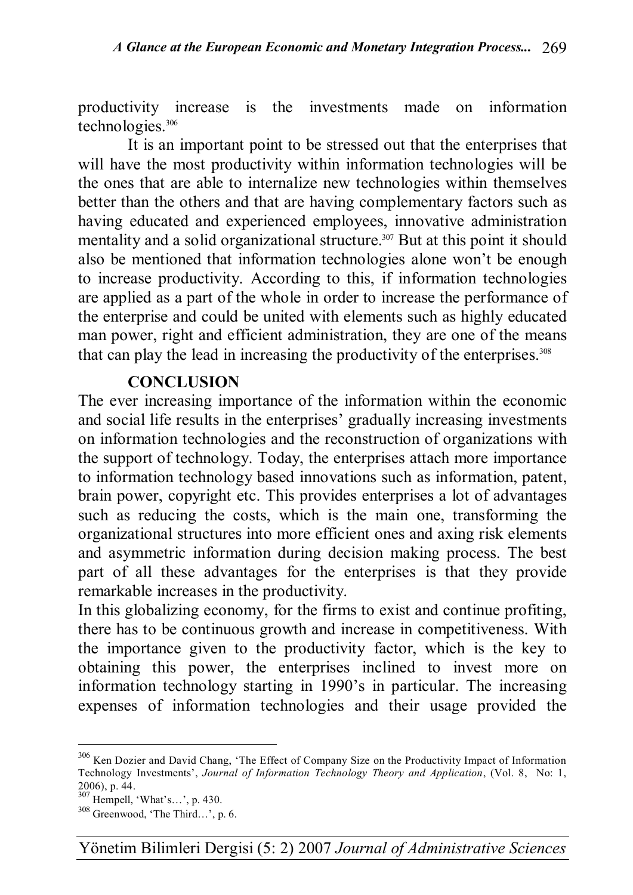productivity increase is the investments made on information technologies.[306]

It is an important point to be stressed out that the enterprises that will have the most productivity within information technologies will be the ones that are able to internalize new technologies within themselves better than the others and that are having complementary factors such as having educated and experienced employees, innovative administration mentality and a solid organizational structure.[307] But at this point it should also be mentioned that information technologies alone won't be enough to increase productivity. According to this, if information technologies are applied as a part of the whole in order to increase the performance of the enterprise and could be united with elements such as highly educated man power, right and efficient administration, they are one of the means that can play the lead in increasing the productivity of the enterprises.[308]

## CONCLUSION

The ever increasing importance of the information within the economic and social life results in the enterprises' gradually increasing investments on information technologies and the reconstruction of organizations with the support of technology. Today, the enterprises attach more importance to information technology based innovations such as information, patent, brain power, copyright etc. This provides enterprises a lot of advantages such as reducing the costs, which is the main one, transforming the organizational structures into more efficient ones and axing risk elements and asymmetric information during decision making process. The best part of all these advantages for the enterprises is that they provide remarkable increases in the productivity.

In this globalizing economy, for the firms to exist and continue profiting, there has to be continuous growth and increase in competitiveness. With the importance given to the productivity factor, which is the key to obtaining this power, the enterprises inclined to invest more on information technology starting in 1990's in particular. The increasing expenses of information technologies and their usage provided the

---

[306] Ken Dozier and David Chang, 'The Effect of Company Size on the Productivity Impact of Information Technology Investments', *Journal of Information Technology Theory and Application*, (Vol. 8, No: 1, 2006), p. 44.

[307] Hempell, 'What's…', p. 430.

[308] Greenwood, 'The Third…', p. 6.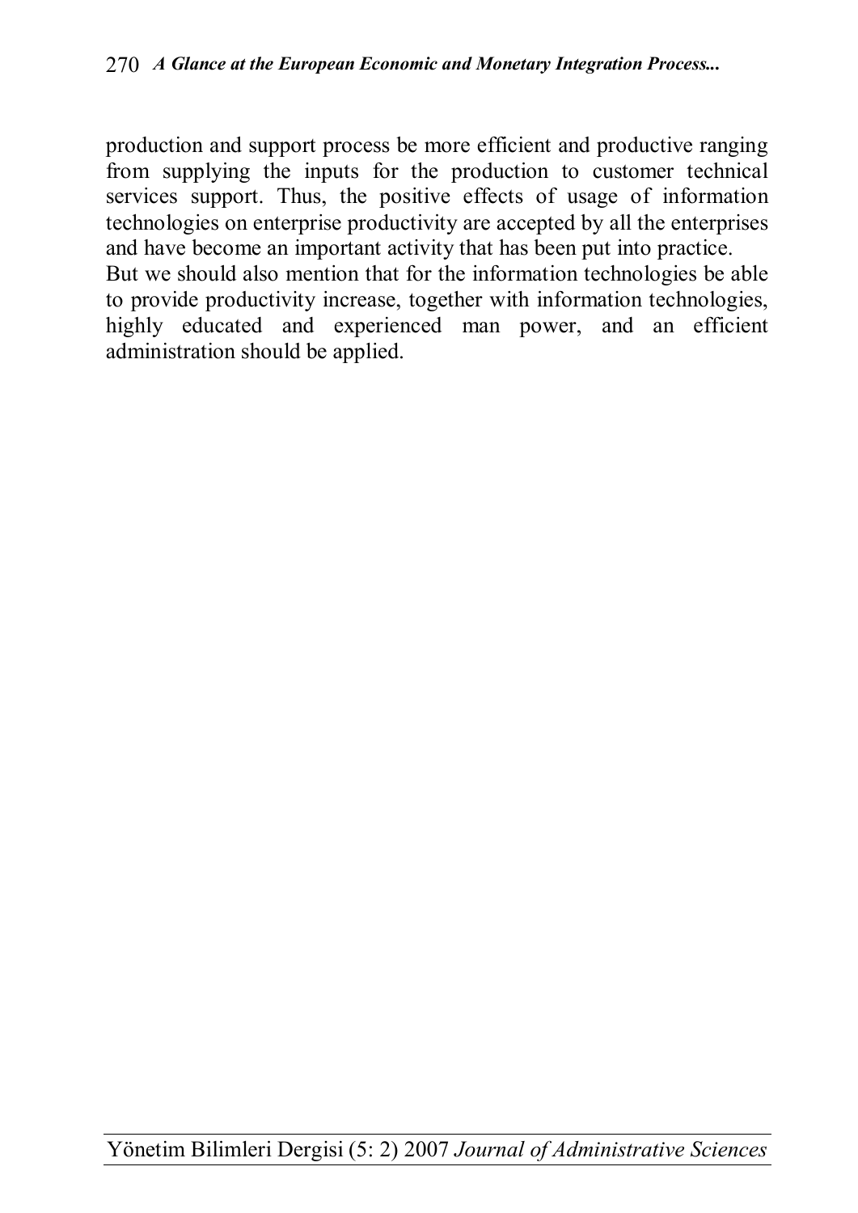production and support process be more efficient and productive ranging from supplying the inputs for the production to customer technical services support. Thus, the positive effects of usage of information technologies on enterprise productivity are accepted by all the enterprises and have become an important activity that has been put into practice.

But we should also mention that for the information technologies be able to provide productivity increase, together with information technologies, highly educated and experienced man power, and an efficient administration should be applied.